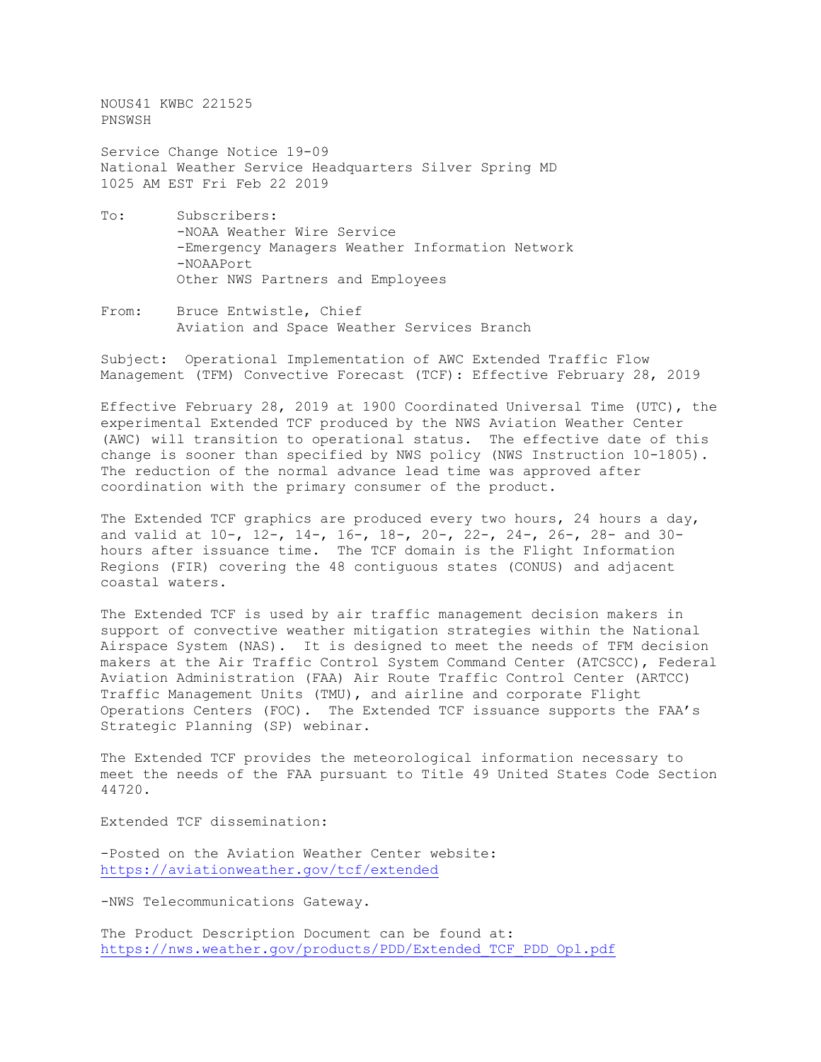NOUS41 KWBC 221525
PNSWSH

Service Change Notice 19-09
National Weather Service Headquarters Silver Spring MD
1025 AM EST Fri Feb 22 2019

To: Subscribers:
-NOAA Weather Wire Service
-Emergency Managers Weather Information Network
-NOAAPort
Other NWS Partners and Employees

From: Bruce Entwistle, Chief
Aviation and Space Weather Services Branch

Subject: Operational Implementation of AWC Extended Traffic Flow Management (TFM) Convective Forecast (TCF): Effective February 28, 2019

Effective February 28, 2019 at 1900 Coordinated Universal Time (UTC), the experimental Extended TCF produced by the NWS Aviation Weather Center (AWC) will transition to operational status. The effective date of this change is sooner than specified by NWS policy (NWS Instruction 10-1805). The reduction of the normal advance lead time was approved after coordination with the primary consumer of the product.

The Extended TCF graphics are produced every two hours, 24 hours a day, and valid at 10-, 12-, 14-, 16-, 18-, 20-, 22-, 24-, 26-, 28- and 30-hours after issuance time. The TCF domain is the Flight Information Regions (FIR) covering the 48 contiguous states (CONUS) and adjacent coastal waters.

The Extended TCF is used by air traffic management decision makers in support of convective weather mitigation strategies within the National Airspace System (NAS). It is designed to meet the needs of TFM decision makers at the Air Traffic Control System Command Center (ATCSCC), Federal Aviation Administration (FAA) Air Route Traffic Control Center (ARTCC) Traffic Management Units (TMU), and airline and corporate Flight Operations Centers (FOC). The Extended TCF issuance supports the FAA's Strategic Planning (SP) webinar.

The Extended TCF provides the meteorological information necessary to meet the needs of the FAA pursuant to Title 49 United States Code Section 44720.

Extended TCF dissemination:

-Posted on the Aviation Weather Center website:
https://aviationweather.gov/tcf/extended

-NWS Telecommunications Gateway.

The Product Description Document can be found at:
https://nws.weather.gov/products/PDD/Extended_TCF_PDD_Opl.pdf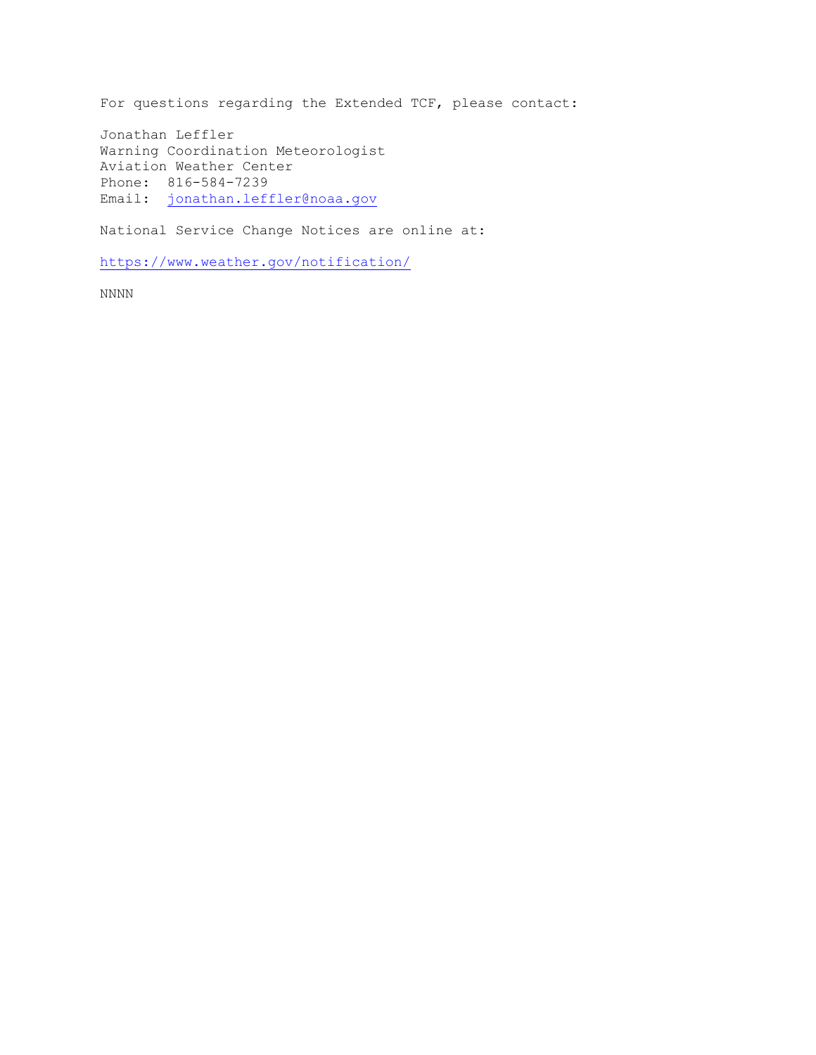For questions regarding the Extended TCF, please contact:

Jonathan Leffler
Warning Coordination Meteorologist
Aviation Weather Center
Phone: 816-584-7239
Email: jonathan.leffler@noaa.gov

National Service Change Notices are online at:

https://www.weather.gov/notification/

NNNN